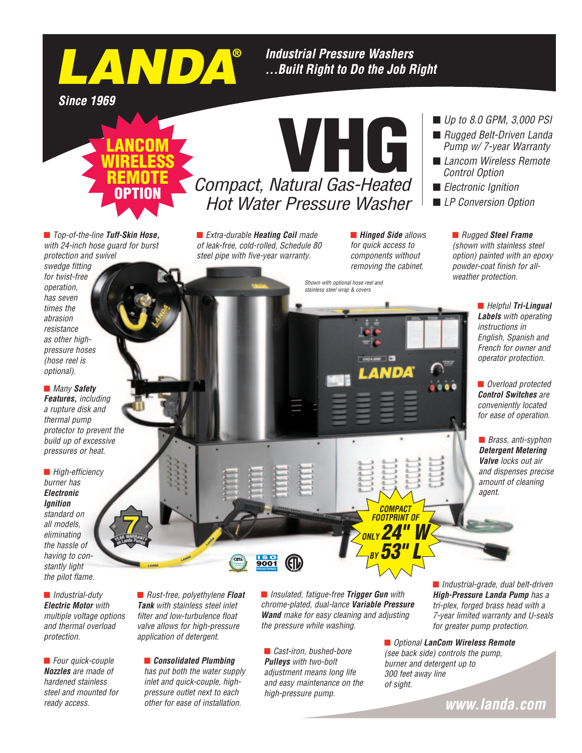# LANDA®

**Since 1969**

***Industrial Pressure Washers …Built Right to Do the Job Right***

**LANCOM WIRELESS REMOTE OPTION**

# VHG

## *Compact, Natural Gas-Heated Hot Water Pressure Washer*

- *Up to 8.0 GPM, 3,000 PSI*
- *Rugged Belt-Driven Landa Pump w/ 7-year Warranty*
- *Lancom Wireless Remote Control Option*
- *Electronic Ignition*
- *LP Conversion Option*

- *Top-of-the-line* ***Tuff-Skin Hose,*** *with 24-inch hose guard for burst protection and swivel swedge fitting for twist-free operation, has seven times the abrasion resistance as other high-pressure hoses (hose reel is optional).*

- *Extra-durable* ***Heating Coil*** *made of leak-free, cold-rolled, Schedule 80 steel pipe with five-year warranty.*

- ***Hinged Side*** *allows for quick access to components without removing the cabinet.*

- *Rugged* ***Steel Frame*** *(shown with stainless steel option) painted with an epoxy powder-coat finish for all-weather protection.*

*Shown with optional hose reel and stainless steel wrap & covers*

- *Helpful* ***Tri-Lingual Labels*** *with operating instructions in English, Spanish and French for owner and operator protection.*

- *Many* ***Safety Features,*** *including a rupture disk and thermal pump protector to prevent the build up of excessive pressures or heat.*

- *Overload protected* ***Control Switches*** *are conveniently located for ease of operation.*

- *Brass, anti-syphon* ***Detergent Metering Valve*** *locks out air and dispenses precise amount of cleaning agent.*

- *High-efficiency burner has* ***Electronic Ignition*** *standard on all models, eliminating the hassle of having to constantly light the pilot flame.*

**7 YEAR WARRANTY on Landa Pumps**

**COMPACT FOOTPRINT OF ONLY 24" W BY 53" L**

- *Industrial-duty* ***Electric Motor*** *with multiple voltage options and thermal overload protection.*

- *Rust-free, polyethylene* ***Float Tank*** *with stainless steel inlet filter and low-turbulence float valve allows for high-pressure application of detergent.*

- *Insulated, fatigue-free* ***Trigger Gun*** *with chrome-plated, dual-lance* ***Variable Pressure Wand*** *make for easy cleaning and adjusting the pressure while washing.*

- *Industrial-grade, dual belt-driven* ***High-Pressure Landa Pump*** *has a tri-plex, forged brass head with a 7-year limited warranty and U-seals for greater pump protection.*

- *Four quick-couple* ***Nozzles*** *are made of hardened stainless steel and mounted for ready access.*

- ***Consolidated Plumbing*** *has put both the water supply inlet and quick-couple, high-pressure outlet next to each other for ease of installation.*

- *Cast-iron, bushed-bore* ***Pulleys*** *with two-bolt adjustment means long life and easy maintenance on the high-pressure pump.*

- *Optional* ***LanCom Wireless Remote*** *(see back side) controls the pump, burner and detergent up to 300 feet away line of sight.*

**www.landa.com**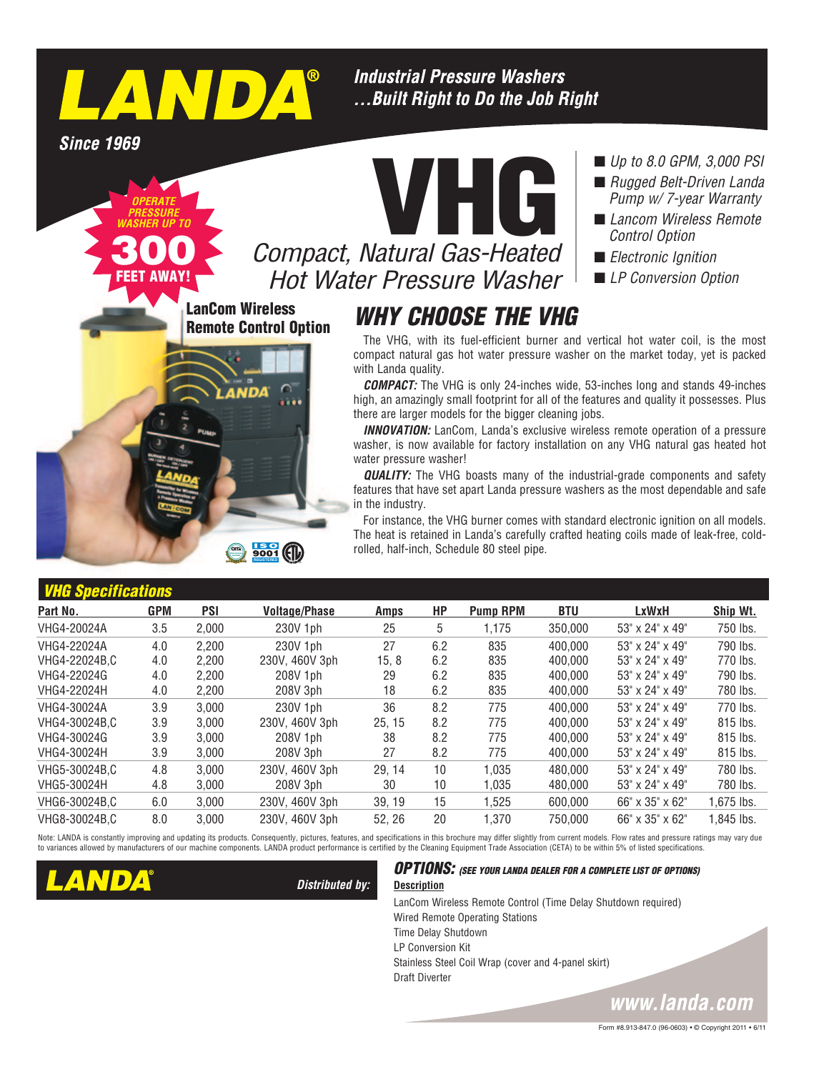# LANDA®

*Since 1969*

***Industrial Pressure Washers***
***…Built Right to Do the Job Right***

*OPERATE PRESSURE WASHER UP TO* **300** *FEET AWAY!*

# VHG

*Compact, Natural Gas-Heated Hot Water Pressure Washer*

- *Up to 8.0 GPM, 3,000 PSI*
- *Rugged Belt-Driven Landa Pump w/ 7-year Warranty*
- *Lancom Wireless Remote Control Option*
- *Electronic Ignition*
- *LP Conversion Option*

**LanCom Wireless Remote Control Option**

## WHY CHOOSE THE VHG

The VHG, with its fuel-efficient burner and vertical hot water coil, is the most compact natural gas hot water pressure washer on the market today, yet is packed with Landa quality.

***COMPACT:*** The VHG is only 24-inches wide, 53-inches long and stands 49-inches high, an amazingly small footprint for all of the features and quality it possesses. Plus there are larger models for the bigger cleaning jobs.

***INNOVATION:*** LanCom, Landa's exclusive wireless remote operation of a pressure washer, is now available for factory installation on any VHG natural gas heated hot water pressure washer!

***QUALITY:*** The VHG boasts many of the industrial-grade components and safety features that have set apart Landa pressure washers as the most dependable and safe in the industry.

For instance, the VHG burner comes with standard electronic ignition on all models. The heat is retained in Landa's carefully crafted heating coils made of leak-free, cold-rolled, half-inch, Schedule 80 steel pipe.

## VHG Specifications

| Part No. | GPM | PSI | Voltage/Phase | Amps | HP | Pump RPM | BTU | LxWxH | Ship Wt. |
|---|---|---|---|---|---|---|---|---|---|
| VHG4-20024A | 3.5 | 2,000 | 230V 1ph | 25 | 5 | 1,175 | 350,000 | 53" x 24" x 49" | 750 lbs. |
| VHG4-22024A | 4.0 | 2,200 | 230V 1ph | 27 | 6.2 | 835 | 400,000 | 53" x 24" x 49" | 790 lbs. |
| VHG4-22024B,C | 4.0 | 2,200 | 230V, 460V 3ph | 15, 8 | 6.2 | 835 | 400,000 | 53" x 24" x 49" | 770 lbs. |
| VHG4-22024G | 4.0 | 2,200 | 208V 1ph | 29 | 6.2 | 835 | 400,000 | 53" x 24" x 49" | 790 lbs. |
| VHG4-22024H | 4.0 | 2,200 | 208V 3ph | 18 | 6.2 | 835 | 400,000 | 53" x 24" x 49" | 780 lbs. |
| VHG4-30024A | 3.9 | 3,000 | 230V 1ph | 36 | 8.2 | 775 | 400,000 | 53" x 24" x 49" | 770 lbs. |
| VHG4-30024B,C | 3.9 | 3,000 | 230V, 460V 3ph | 25, 15 | 8.2 | 775 | 400,000 | 53" x 24" x 49" | 815 lbs. |
| VHG4-30024G | 3.9 | 3,000 | 208V 1ph | 38 | 8.2 | 775 | 400,000 | 53" x 24" x 49" | 815 lbs. |
| VHG4-30024H | 3.9 | 3,000 | 208V 3ph | 27 | 8.2 | 775 | 400,000 | 53" x 24" x 49" | 815 lbs. |
| VHG5-30024B,C | 4.8 | 3,000 | 230V, 460V 3ph | 29, 14 | 10 | 1,035 | 480,000 | 53" x 24" x 49" | 780 lbs. |
| VHG5-30024H | 4.8 | 3,000 | 208V 3ph | 30 | 10 | 1,035 | 480,000 | 53" x 24" x 49" | 780 lbs. |
| VHG6-30024B,C | 6.0 | 3,000 | 230V, 460V 3ph | 39, 19 | 15 | 1,525 | 600,000 | 66" x 35" x 62" | 1,675 lbs. |
| VHG8-30024B,C | 8.0 | 3,000 | 230V, 460V 3ph | 52, 26 | 20 | 1,370 | 750,000 | 66" x 35" x 62" | 1,845 lbs. |

Note: LANDA is constantly improving and updating its products. Consequently, pictures, features, and specifications in this brochure may differ slightly from current models. Flow rates and pressure ratings may vary due to variances allowed by manufacturers of our machine components. LANDA product performance is certified by the Cleaning Equipment Trade Association (CETA) to be within 5% of listed specifications.

**LANDA®**

*Distributed by:*

## OPTIONS: *(SEE YOUR LANDA DEALER FOR A COMPLETE LIST OF OPTIONS)*

**Description**

LanCom Wireless Remote Control (Time Delay Shutdown required)
Wired Remote Operating Stations
Time Delay Shutdown
LP Conversion Kit
Stainless Steel Coil Wrap (cover and 4-panel skirt)
Draft Diverter

***www.landa.com***

Form #8.913-847.0 (96-0603) • © Copyright 2011 • 6/11